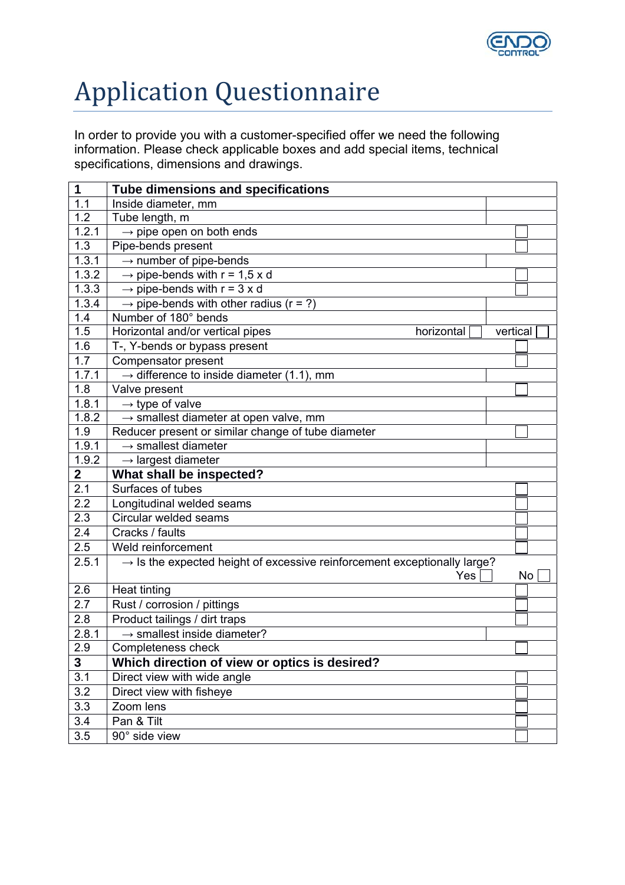# Application Questionnaire

In order to provide you with a customer-specified offer we need the following information. Please check applicable boxes and add special items, technical specifications, dimensions and drawings.

| 1 | **Tube dimensions and specifications** | |
|---|---|---|
| 1.1 | Inside diameter, mm | |
| 1.2 | Tube length, m | |
| 1.2.1 | → pipe open on both ends | ☐ |
| 1.3 | Pipe-bends present | ☐ |
| 1.3.1 | → number of pipe-bends | |
| 1.3.2 | → pipe-bends with r = 1,5 x d | ☐ |
| 1.3.3 | → pipe-bends with r = 3 x d | ☐ |
| 1.3.4 | → pipe-bends with other radius (r = ?) | |
| 1.4 | Number of 180° bends | |
| 1.5 | Horizontal and/or vertical pipes horizontal ☐ | vertical ☐ |
| 1.6 | T-, Y-bends or bypass present | ☐ |
| 1.7 | Compensator present | ☐ |
| 1.7.1 | → difference to inside diameter (1.1), mm | |
| 1.8 | Valve present | ☐ |
| 1.8.1 | → type of valve | |
| 1.8.2 | → smallest diameter at open valve, mm | |
| 1.9 | Reducer present or similar change of tube diameter | ☐ |
| 1.9.1 | → smallest diameter | |
| 1.9.2 | → largest diameter | |
| **2** | **What shall be inspected?** | |
| 2.1 | Surfaces of tubes | ☐ |
| 2.2 | Longitudinal welded seams | ☐ |
| 2.3 | Circular welded seams | ☐ |
| 2.4 | Cracks / faults | ☐ |
| 2.5 | Weld reinforcement | ☐ |
| 2.5.1 | → Is the expected height of excessive reinforcement exceptionally large? Yes ☐ | No ☐ |
| 2.6 | Heat tinting | ☐ |
| 2.7 | Rust / corrosion / pittings | ☐ |
| 2.8 | Product tailings / dirt traps | ☐ |
| 2.8.1 | → smallest inside diameter? | |
| 2.9 | Completeness check | ☐ |
| **3** | **Which direction of view or optics is desired?** | |
| 3.1 | Direct view with wide angle | ☐ |
| 3.2 | Direct view with fisheye | ☐ |
| 3.3 | Zoom lens | ☐ |
| 3.4 | Pan & Tilt | ☐ |
| 3.5 | 90° side view | ☐ |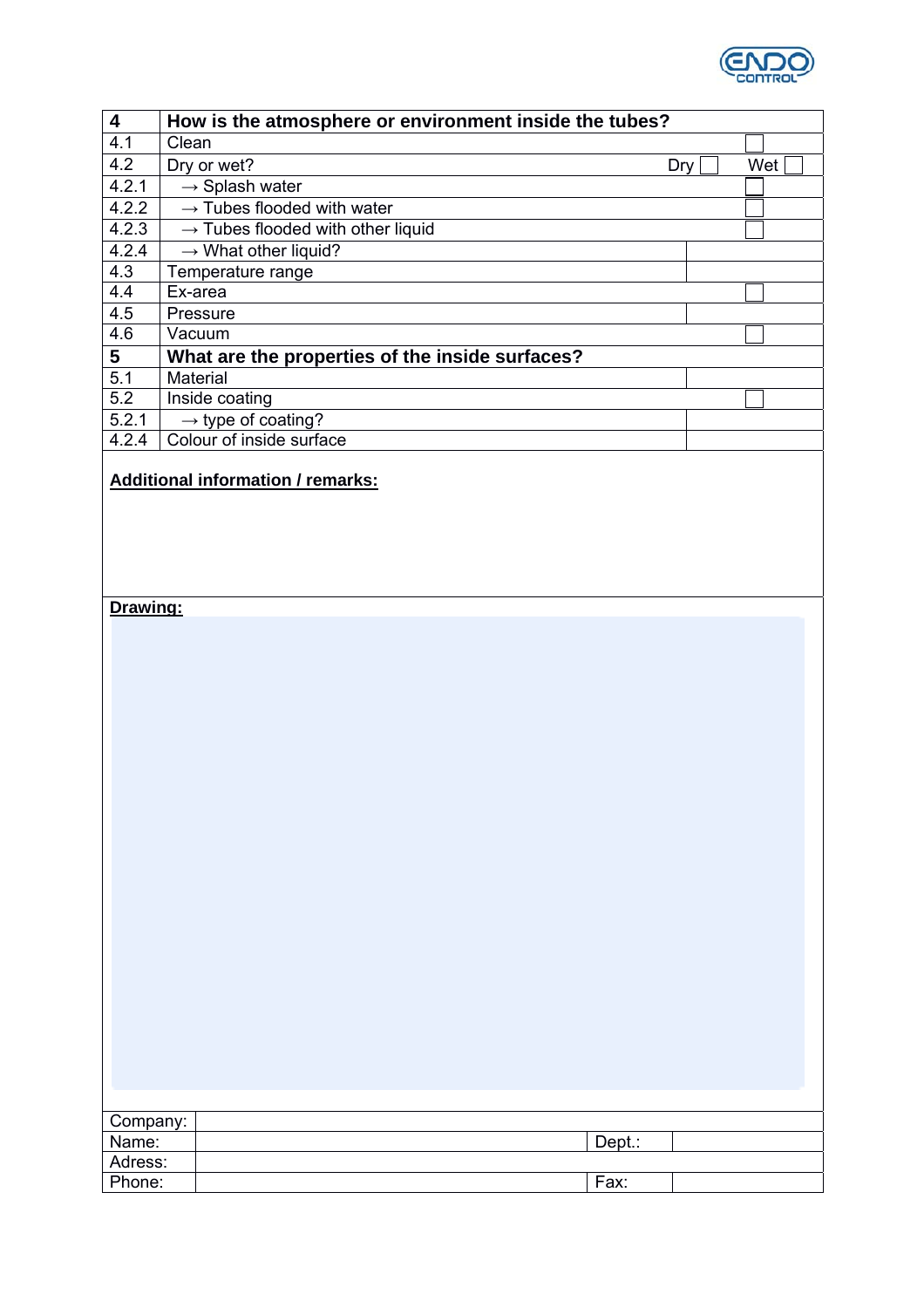| | | |
|---|---|---|
| **4** | **How is the atmosphere or environment inside the tubes?** | |
| 4.1 | Clean | ☐ |
| 4.2 | Dry or wet? | Dry ☐ Wet ☐ |
| 4.2.1 | → Splash water | ☐ |
| 4.2.2 | → Tubes flooded with water | ☐ |
| 4.2.3 | → Tubes flooded with other liquid | ☐ |
| 4.2.4 | → What other liquid? | |
| 4.3 | Temperature range | |
| 4.4 | Ex-area | ☐ |
| 4.5 | Pressure | |
| 4.6 | Vacuum | ☐ |
| **5** | **What are the properties of the inside surfaces?** | |
| 5.1 | Material | |
| 5.2 | Inside coating | ☐ |
| 5.2.1 | → type of coating? | |
| 4.2.4 | Colour of inside surface | |

**Additional information / remarks:**

**Drawing:**

| | | | |
|---|---|---|---|
| Company: | | | |
| Name: | | Dept.: | |
| Adress: | | | |
| Phone: | | Fax: | |